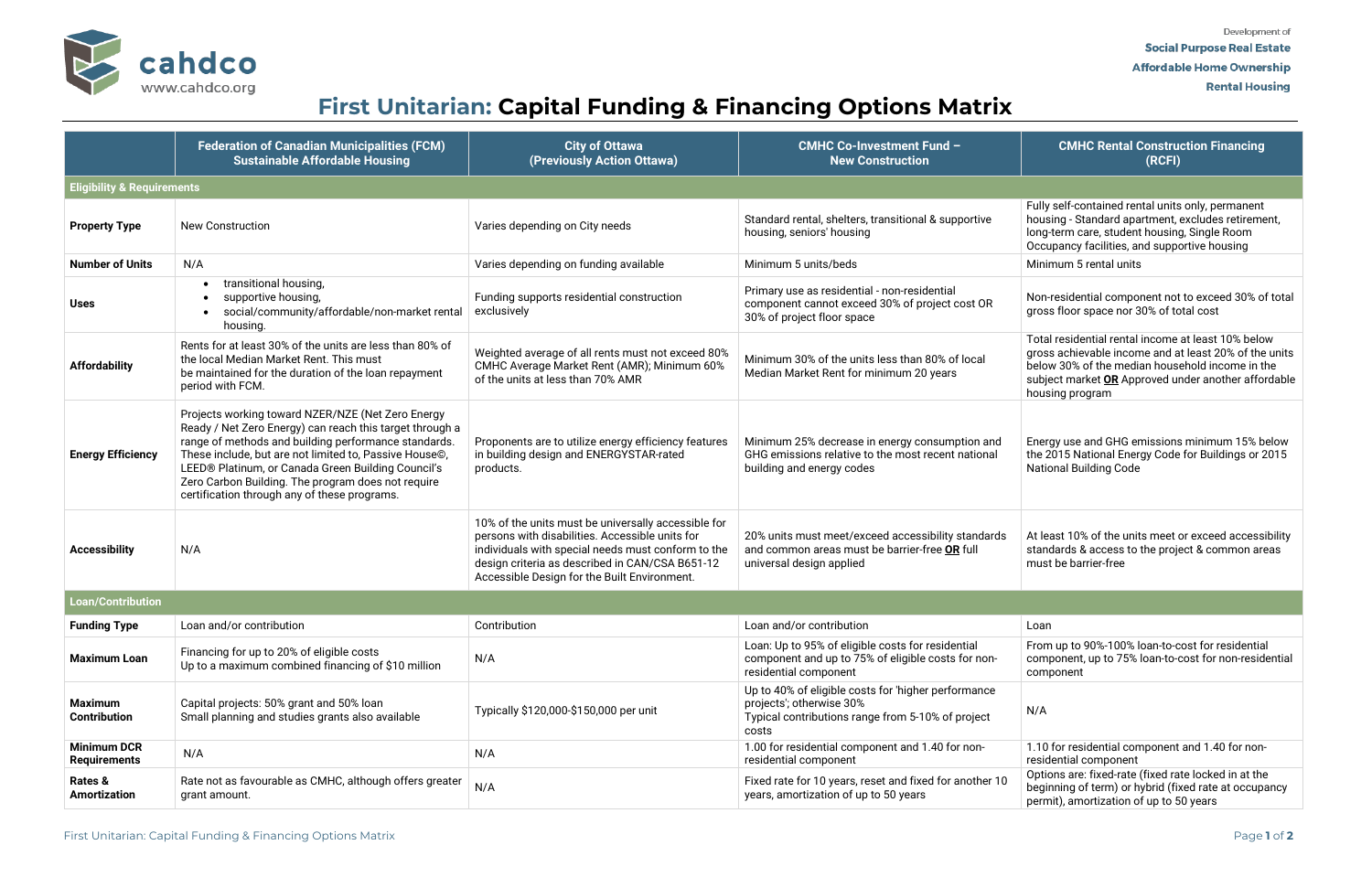cahdco
www.cahdco.org

Development of
Social Purpose Real Estate
Affordable Home Ownership
Rental Housing

# First Unitarian: Capital Funding & Financing Options Matrix

| | Federation of Canadian Municipalities (FCM) Sustainable Affordable Housing | City of Ottawa (Previously Action Ottawa) | CMHC Co-Investment Fund – New Construction | CMHC Rental Construction Financing (RCFI) |
|---|---|---|---|---|
| **Eligibility & Requirements** | | | | |
| **Property Type** | New Construction | Varies depending on City needs | Standard rental, shelters, transitional & supportive housing, seniors' housing | Fully self-contained rental units only, permanent housing - Standard apartment, excludes retirement, long-term care, student housing, Single Room Occupancy facilities, and supportive housing |
| **Number of Units** | N/A | Varies depending on funding available | Minimum 5 units/beds | Minimum 5 rental units |
| **Uses** | • transitional housing,<br>• supportive housing,<br>• social/community/affordable/non-market rental housing. | Funding supports residential construction exclusively | Primary use as residential - non-residential component cannot exceed 30% of project cost OR 30% of project floor space | Non-residential component not to exceed 30% of total gross floor space nor 30% of total cost |
| **Affordability** | Rents for at least 30% of the units are less than 80% of the local Median Market Rent. This must be maintained for the duration of the loan repayment period with FCM. | Weighted average of all rents must not exceed 80% CMHC Average Market Rent (AMR); Minimum 60% of the units at less than 70% AMR | Minimum 30% of the units less than 80% of local Median Market Rent for minimum 20 years | Total residential rental income at least 10% below gross achievable income and at least 20% of the units below 30% of the median household income in the subject market **OR** Approved under another affordable housing program |
| **Energy Efficiency** | Projects working toward NZER/NZE (Net Zero Energy Ready / Net Zero Energy) can reach this target through a range of methods and building performance standards. These include, but are not limited to, Passive House©, LEED® Platinum, or Canada Green Building Council's Zero Carbon Building. The program does not require certification through any of these programs. | Proponents are to utilize energy efficiency features in building design and ENERGYSTAR-rated products. | Minimum 25% decrease in energy consumption and GHG emissions relative to the most recent national building and energy codes | Energy use and GHG emissions minimum 15% below the 2015 National Energy Code for Buildings or 2015 National Building Code |
| **Accessibility** | N/A | 10% of the units must be universally accessible for persons with disabilities. Accessible units for individuals with special needs must conform to the design criteria as described in CAN/CSA B651-12 Accessible Design for the Built Environment. | 20% units must meet/exceed accessibility standards and common areas must be barrier-free **OR** full universal design applied | At least 10% of the units meet or exceed accessibility standards & access to the project & common areas must be barrier-free |
| **Loan/Contribution** | | | | |
| **Funding Type** | Loan and/or contribution | Contribution | Loan and/or contribution | Loan |
| **Maximum Loan** | Financing for up to 20% of eligible costs<br>Up to a maximum combined financing of $10 million | N/A | Loan: Up to 95% of eligible costs for residential component and up to 75% of eligible costs for non-residential component | From up to 90%-100% loan-to-cost for residential component, up to 75% loan-to-cost for non-residential component |
| **Maximum Contribution** | Capital projects: 50% grant and 50% loan<br>Small planning and studies grants also available | Typically $120,000-$150,000 per unit | Up to 40% of eligible costs for 'higher performance projects'; otherwise 30%<br>Typical contributions range from 5-10% of project costs | N/A |
| **Minimum DCR Requirements** | N/A | N/A | 1.00 for residential component and 1.40 for non-residential component | 1.10 for residential component and 1.40 for non-residential component |
| **Rates & Amortization** | Rate not as favourable as CMHC, although offers greater grant amount. | N/A | Fixed rate for 10 years, reset and fixed for another 10 years, amortization of up to 50 years | Options are: fixed-rate (fixed rate locked in at the beginning of term) or hybrid (fixed rate at occupancy permit), amortization of up to 50 years |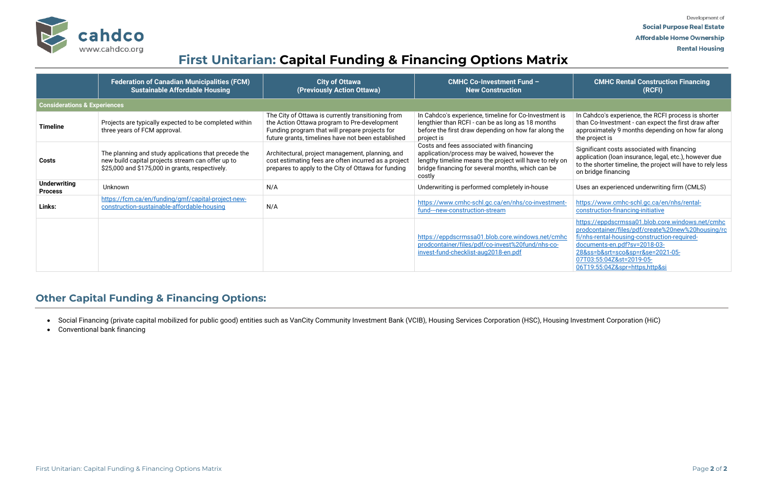# First Unitarian: Capital Funding & Financing Options Matrix

| | Federation of Canadian Municipalities (FCM) Sustainable Affordable Housing | City of Ottawa (Previously Action Ottawa) | CMHC Co-Investment Fund – New Construction | CMHC Rental Construction Financing (RCFI) |
|---|---|---|---|---|
| **Considerations & Experiences** | | | | |
| **Timeline** | Projects are typically expected to be completed within three years of FCM approval. | The City of Ottawa is currently transitioning from the Action Ottawa program to Pre-development Funding program that will prepare projects for future grants, timelines have not been established | In Cahdco's experience, timeline for Co-Investment is lengthier than RCFI - can be as long as 18 months before the first draw depending on how far along the project is | In Cahdco's experience, the RCFI process is shorter than Co-Investment - can expect the first draw after approximately 9 months depending on how far along the project is |
| **Costs** | The planning and study applications that precede the new build capital projects stream can offer up to $25,000 and $175,000 in grants, respectively. | Architectural, project management, planning, and cost estimating fees are often incurred as a project prepares to apply to the City of Ottawa for funding | Costs and fees associated with financing application/process may be waived, however the lengthy timeline means the project will have to rely on bridge financing for several months, which can be costly | Significant costs associated with financing application (loan insurance, legal, etc.), however due to the shorter timeline, the project will have to rely less on bridge financing |
| **Underwriting Process** | Unknown | N/A | Underwriting is performed completely in-house | Uses an experienced underwriting firm (CMLS) |
| **Links:** | https://fcm.ca/en/funding/gmf/capital-project-new-construction-sustainable-affordable-housing | N/A | https://www.cmhc-schl.gc.ca/en/nhs/co-investment-fund---new-construction-stream | https://www.cmhc-schl.gc.ca/en/nhs/rental-construction-financing-initiative |
| | | | https://eppdscrmssa01.blob.core.windows.net/cmhcprodcontainer/files/pdf/co-invest%20fund/nhs-co-invest-fund-checklist-aug2018-en.pdf | https://eppdscrmssa01.blob.core.windows.net/cmhcprodcontainer/files/pdf/create%20new%20housing/rcfi/nhs-rental-housing-construction-required-documents-en.pdf?sv=2018-03-28&ss=b&srt=sco&sp=r&se=2021-05-07T03:55:04Z&st=2019-05-06T19:55:04Z&spr=https,http&si |

## Other Capital Funding & Financing Options:

- Social Financing (private capital mobilized for public good) entities such as VanCity Community Investment Bank (VCIB), Housing Services Corporation (HSC), Housing Investment Corporation (HiC)
- Conventional bank financing